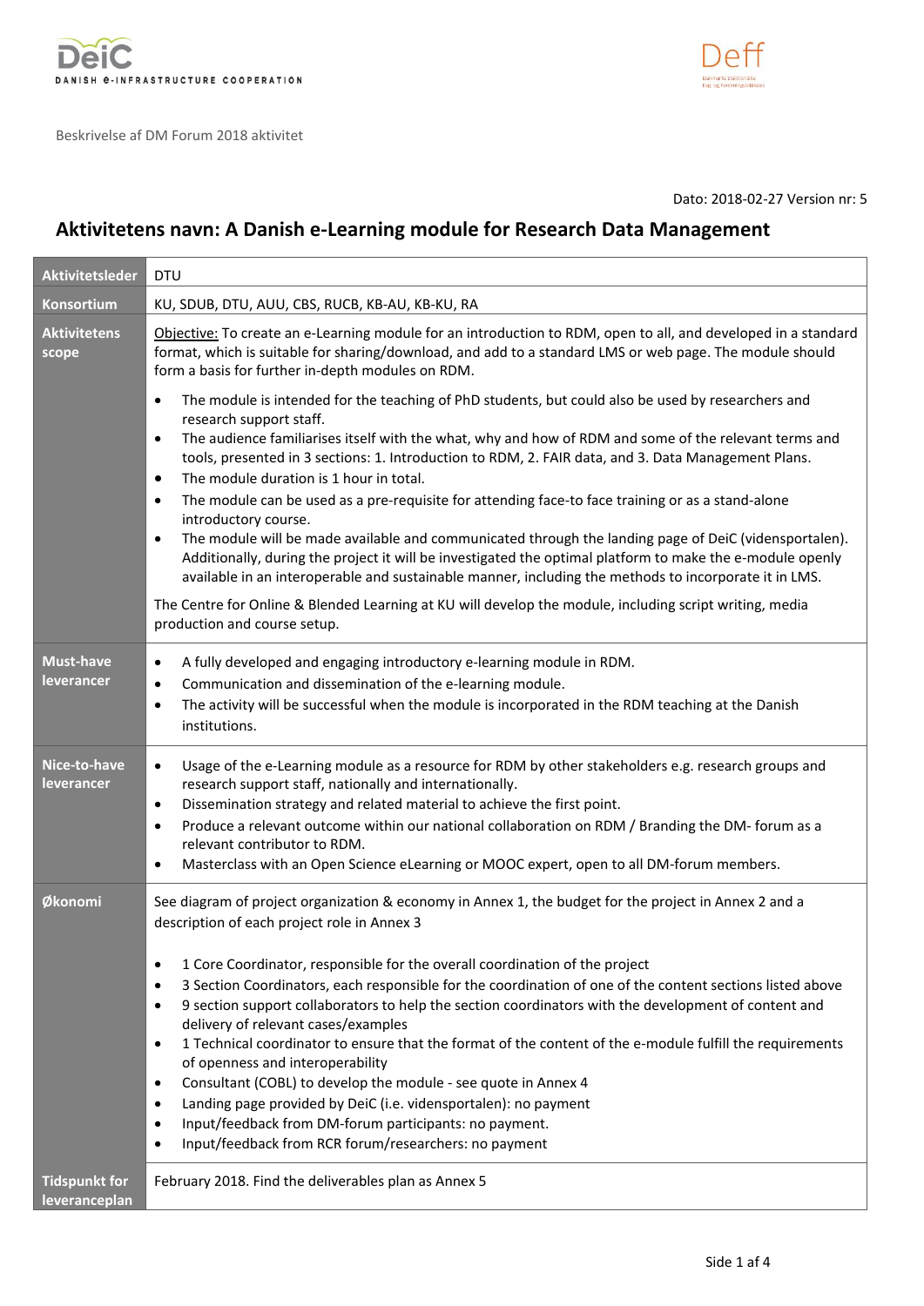Beskrivelse af DM Forum 2018 aktivitet

Dato: 2018-02-27 Version nr: 5

# Aktivitetens navn: A Danish e-Learning module for Research Data Management

| | |
|---|---|
| **Aktivitetsleder** | DTU |
| **Konsortium** | KU, SDUB, DTU, AUU, CBS, RUCB, KB-AU, KB-KU, RA |
| **Aktivitetens scope** | Objective: To create an e-Learning module for an introduction to RDM, open to all, and developed in a standard format, which is suitable for sharing/download, and add to a standard LMS or web page. The module should form a basis for further in-depth modules on RDM.<br><br>• The module is intended for the teaching of PhD students, but could also be used by researchers and research support staff.<br>• The audience familiarises itself with the what, why and how of RDM and some of the relevant terms and tools, presented in 3 sections: 1. Introduction to RDM, 2. FAIR data, and 3. Data Management Plans.<br>• The module duration is 1 hour in total.<br>• The module can be used as a pre-requisite for attending face-to face training or as a stand-alone introductory course.<br>• The module will be made available and communicated through the landing page of DeiC (vidensportalen). Additionally, during the project it will be investigated the optimal platform to make the e-module openly available in an interoperable and sustainable manner, including the methods to incorporate it in LMS.<br><br>The Centre for Online & Blended Learning at KU will develop the module, including script writing, media production and course setup. |
| **Must-have leverancer** | • A fully developed and engaging introductory e-learning module in RDM.<br>• Communication and dissemination of the e-learning module.<br>• The activity will be successful when the module is incorporated in the RDM teaching at the Danish institutions. |
| **Nice-to-have leverancer** | • Usage of the e-Learning module as a resource for RDM by other stakeholders e.g. research groups and research support staff, nationally and internationally.<br>• Dissemination strategy and related material to achieve the first point.<br>• Produce a relevant outcome within our national collaboration on RDM / Branding the DM- forum as a relevant contributor to RDM.<br>• Masterclass with an Open Science eLearning or MOOC expert, open to all DM-forum members. |
| **Økonomi** | See diagram of project organization & economy in Annex 1, the budget for the project in Annex 2 and a description of each project role in Annex 3<br><br>• 1 Core Coordinator, responsible for the overall coordination of the project<br>• 3 Section Coordinators, each responsible for the coordination of one of the content sections listed above<br>• 9 section support collaborators to help the section coordinators with the development of content and delivery of relevant cases/examples<br>• 1 Technical coordinator to ensure that the format of the content of the e-module fulfill the requirements of openness and interoperability<br>• Consultant (COBL) to develop the module - see quote in Annex 4<br>• Landing page provided by DeiC (i.e. vidensportalen): no payment<br>• Input/feedback from DM-forum participants: no payment.<br>• Input/feedback from RCR forum/researchers: no payment |
| **Tidspunkt for leveranceplan** | February 2018. Find the deliverables plan as Annex 5 |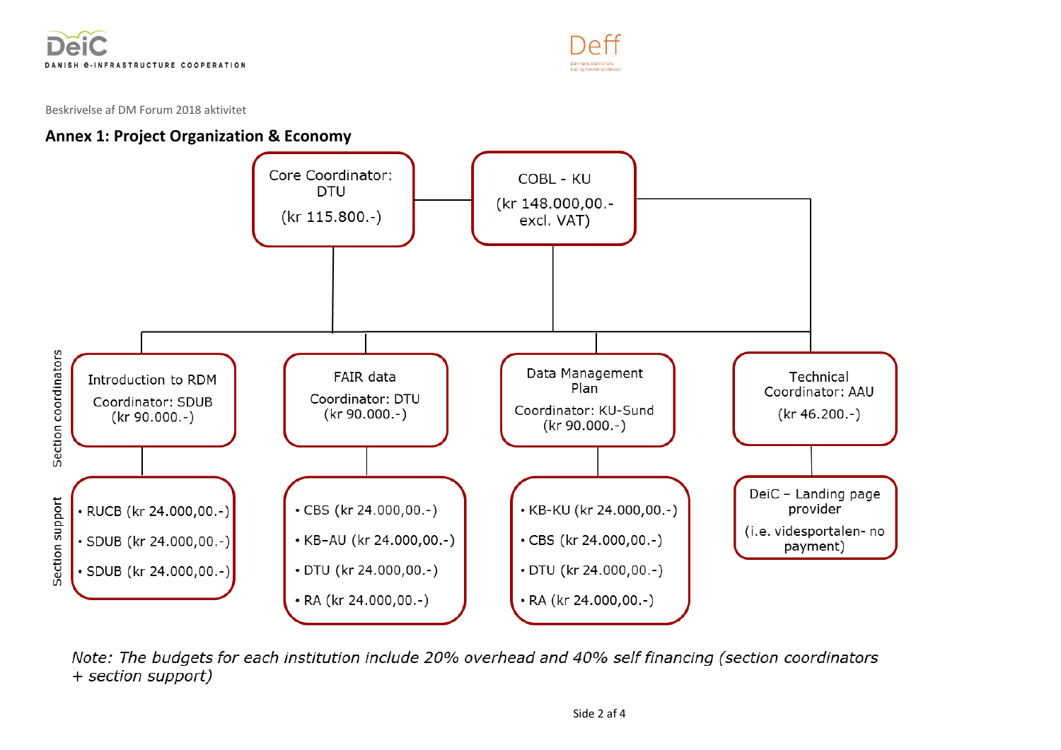Beskrivelse af DM Forum 2018 aktivitet

## Annex 1: Project Organization & Economy

Core Coordinator: DTU
(kr 115.800.-)

COBL - KU
(kr 148.000,00.- excl. VAT)

**Section coordinators**

Introduction to RDM
Coordinator: SDUB
(kr 90.000.-)

FAIR data
Coordinator: DTU
(kr 90.000.-)

Data Management Plan
Coordinator: KU-Sund
(kr 90.000.-)

Technical Coordinator: AAU
(kr 46.200.-)

**Section support**

- RUCB (kr 24.000,00.-)
- SDUB (kr 24.000,00.-)
- SDUB (kr 24.000,00.-)

- CBS (kr 24.000,00.-)
- KB–AU (kr 24.000,00.-)
- DTU (kr 24.000,00.-)
- RA (kr 24.000,00.-)

- KB-KU (kr 24.000,00.-)
- CBS (kr 24.000,00.-)
- DTU (kr 24.000,00.-)
- RA (kr 24.000,00.-)

DeiC – Landing page provider
(i.e. videsportalen- no payment)

*Note: The budgets for each institution include 20% overhead and 40% self financing (section coordinators + section support)*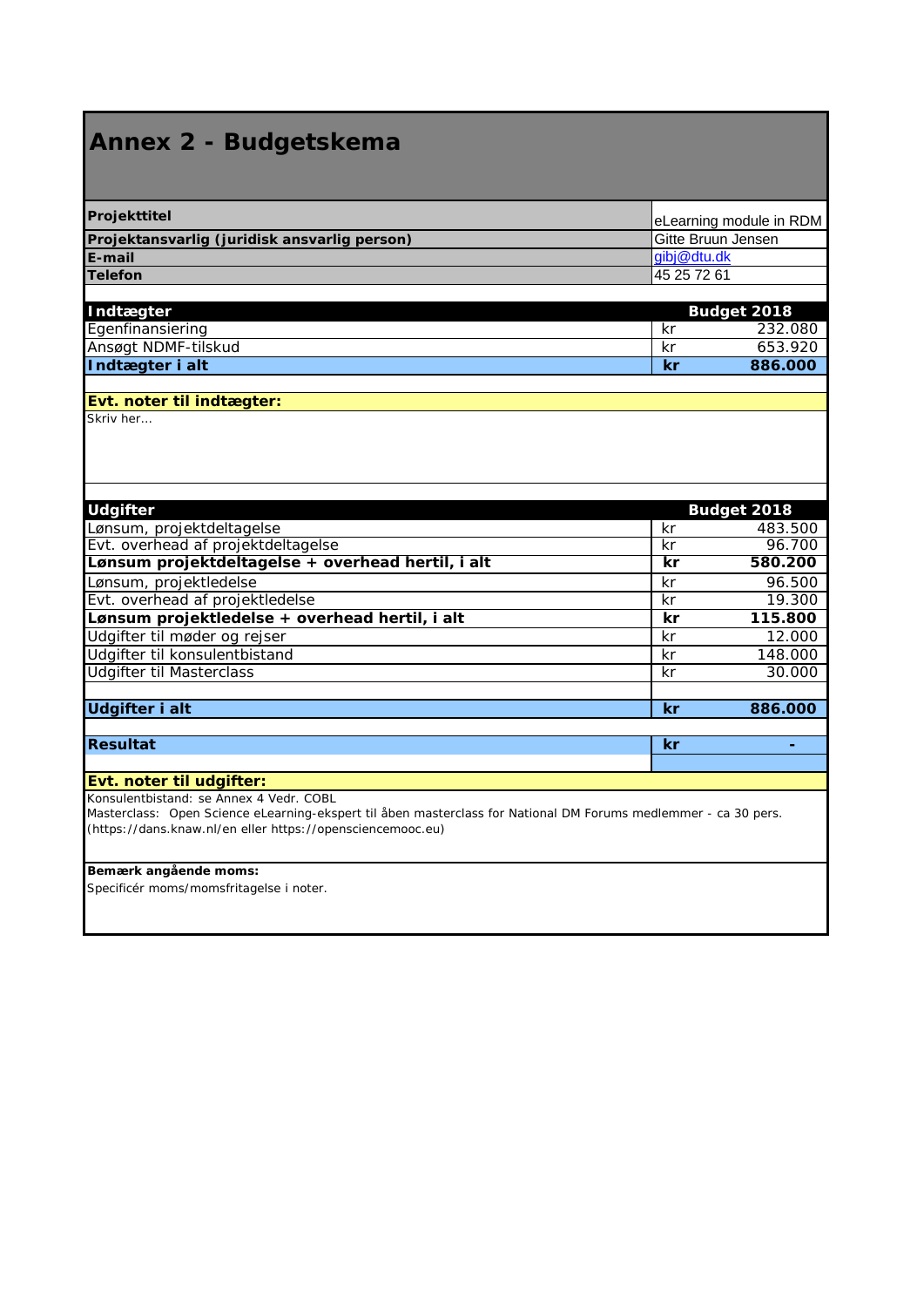# Annex 2 - Budgetskema

| | |
|---|---|
| **Projekttitel** | eLearning module in RDM |
| **Projektansvarlig (juridisk ansvarlig person)** | Gitte Bruun Jensen |
| **E-mail** | gibj@dtu.dk |
| **Telefon** | 45 25 72 61 |

| **Indtægter** | | **Budget 2018** |
|---|---|---|
| Egenfinansiering | kr | 232.080 |
| Ansøgt NDMF-tilskud | kr | 653.920 |
| **Indtægter i alt** | **kr** | **886.000** |

**Evt. noter til indtægter:**

Skriv her...

| **Udgifter** | | **Budget 2018** |
|---|---|---|
| Lønsum, projektdeltagelse | kr | 483.500 |
| Evt. overhead af projektdeltagelse | kr | 96.700 |
| **Lønsum projektdeltagelse + overhead hertil, i alt** | **kr** | **580.200** |
| Lønsum, projektledelse | kr | 96.500 |
| Evt. overhead af projektledelse | kr | 19.300 |
| **Lønsum projektledelse + overhead hertil, i alt** | **kr** | **115.800** |
| Udgifter til møder og rejser | kr | 12.000 |
| Udgifter til konsulentbistand | kr | 148.000 |
| Udgifter til Masterclass | kr | 30.000 |
| | | |
| **Udgifter i alt** | **kr** | **886.000** |
| | | |
| **Resultat** | **kr** | **-** |

**Evt. noter til udgifter:**

Konsulentbistand: se Annex 4 Vedr. COBL

Masterclass: Open Science eLearning-ekspert til åben masterclass for National DM Forums medlemmer - ca 30 pers. (https://dans.knaw.nl/en eller https://opensciencemooc.eu)

**Bemærk angående moms:**

Specificér moms/momsfritagelse i noter.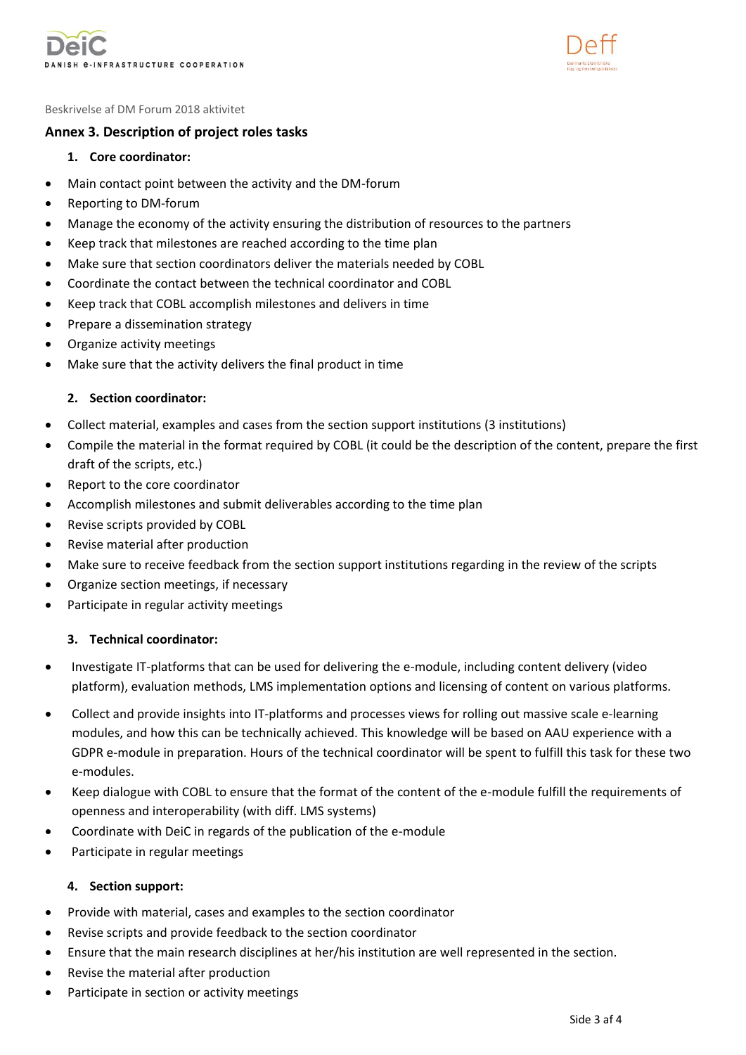Beskrivelse af DM Forum 2018 aktivitet

## Annex 3. Description of project roles tasks

### 1. Core coordinator:

- Main contact point between the activity and the DM-forum
- Reporting to DM-forum
- Manage the economy of the activity ensuring the distribution of resources to the partners
- Keep track that milestones are reached according to the time plan
- Make sure that section coordinators deliver the materials needed by COBL
- Coordinate the contact between the technical coordinator and COBL
- Keep track that COBL accomplish milestones and delivers in time
- Prepare a dissemination strategy
- Organize activity meetings
- Make sure that the activity delivers the final product in time

### 2. Section coordinator:

- Collect material, examples and cases from the section support institutions (3 institutions)
- Compile the material in the format required by COBL (it could be the description of the content, prepare the first draft of the scripts, etc.)
- Report to the core coordinator
- Accomplish milestones and submit deliverables according to the time plan
- Revise scripts provided by COBL
- Revise material after production
- Make sure to receive feedback from the section support institutions regarding in the review of the scripts
- Organize section meetings, if necessary
- Participate in regular activity meetings

### 3. Technical coordinator:

- Investigate IT-platforms that can be used for delivering the e-module, including content delivery (video platform), evaluation methods, LMS implementation options and licensing of content on various platforms.
- Collect and provide insights into IT-platforms and processes views for rolling out massive scale e-learning modules, and how this can be technically achieved. This knowledge will be based on AAU experience with a GDPR e-module in preparation. Hours of the technical coordinator will be spent to fulfill this task for these two e-modules.
- Keep dialogue with COBL to ensure that the format of the content of the e-module fulfill the requirements of openness and interoperability (with diff. LMS systems)
- Coordinate with DeiC in regards of the publication of the e-module
- Participate in regular meetings

### 4. Section support:

- Provide with material, cases and examples to the section coordinator
- Revise scripts and provide feedback to the section coordinator
- Ensure that the main research disciplines at her/his institution are well represented in the section.
- Revise the material after production
- Participate in section or activity meetings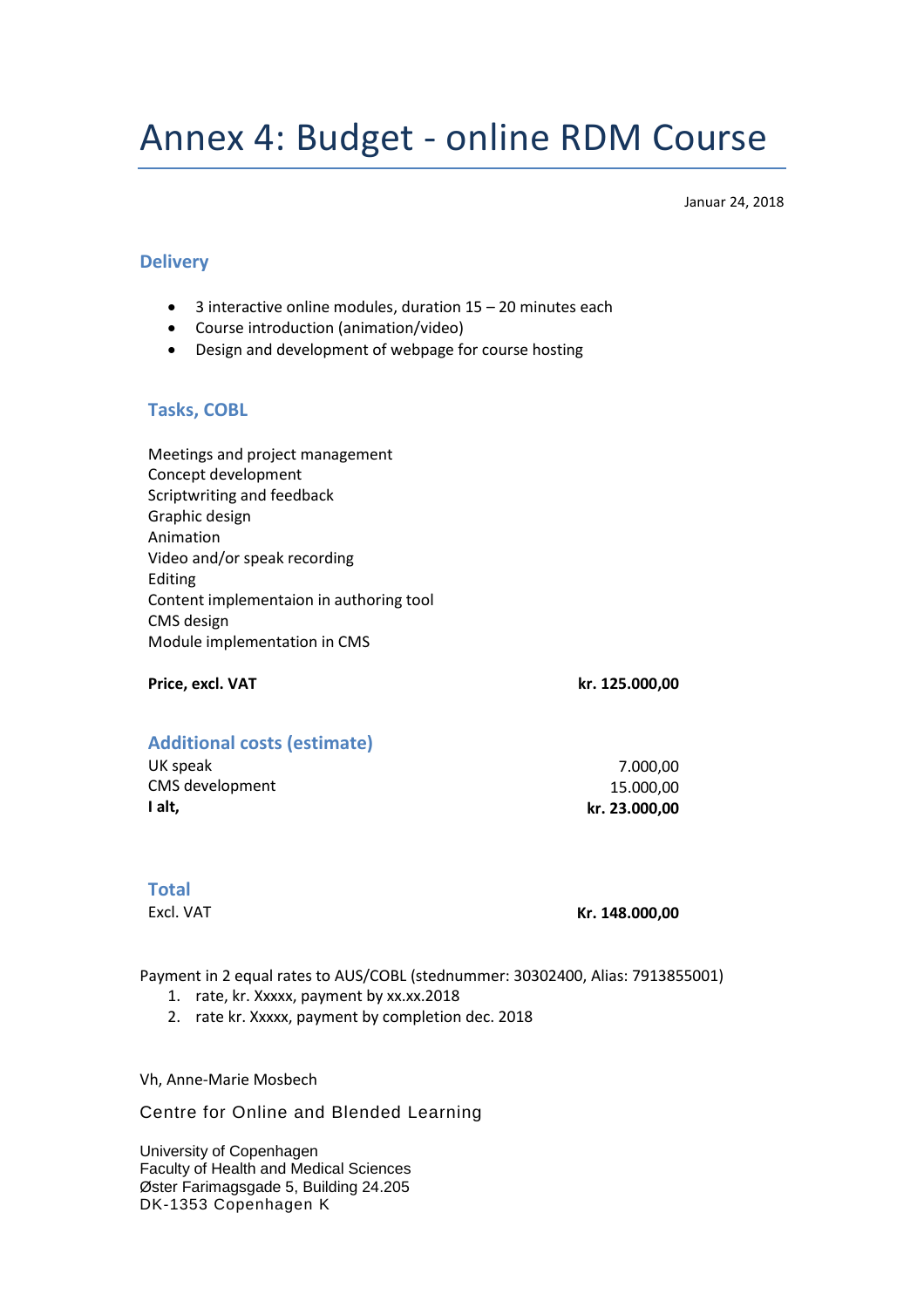# Annex 4: Budget - online RDM Course

Januar 24, 2018

## Delivery

- 3 interactive online modules, duration 15 – 20 minutes each
- Course introduction (animation/video)
- Design and development of webpage for course hosting

## Tasks, COBL

Meetings and project management
Concept development
Scriptwriting and feedback
Graphic design
Animation
Video and/or speak recording
Editing
Content implementaion in authoring tool
CMS design
Module implementation in CMS

| | |
|---|---|
| **Price, excl. VAT** | **kr. 125.000,00** |

## Additional costs (estimate)

| | |
|---|---|
| UK speak | 7.000,00 |
| CMS development | 15.000,00 |
| **I alt,** | **kr. 23.000,00** |

## Total

| | |
|---|---|
| Excl. VAT | **Kr. 148.000,00** |

Payment in 2 equal rates to AUS/COBL (stednummer: 30302400, Alias: 7913855001)

1. rate, kr. Xxxxx, payment by xx.xx.2018
2. rate kr. Xxxxx, payment by completion dec. 2018

Vh, Anne-Marie Mosbech

Centre for Online and Blended Learning

University of Copenhagen
Faculty of Health and Medical Sciences
Øster Farimagsgade 5, Building 24.205
DK-1353 Copenhagen K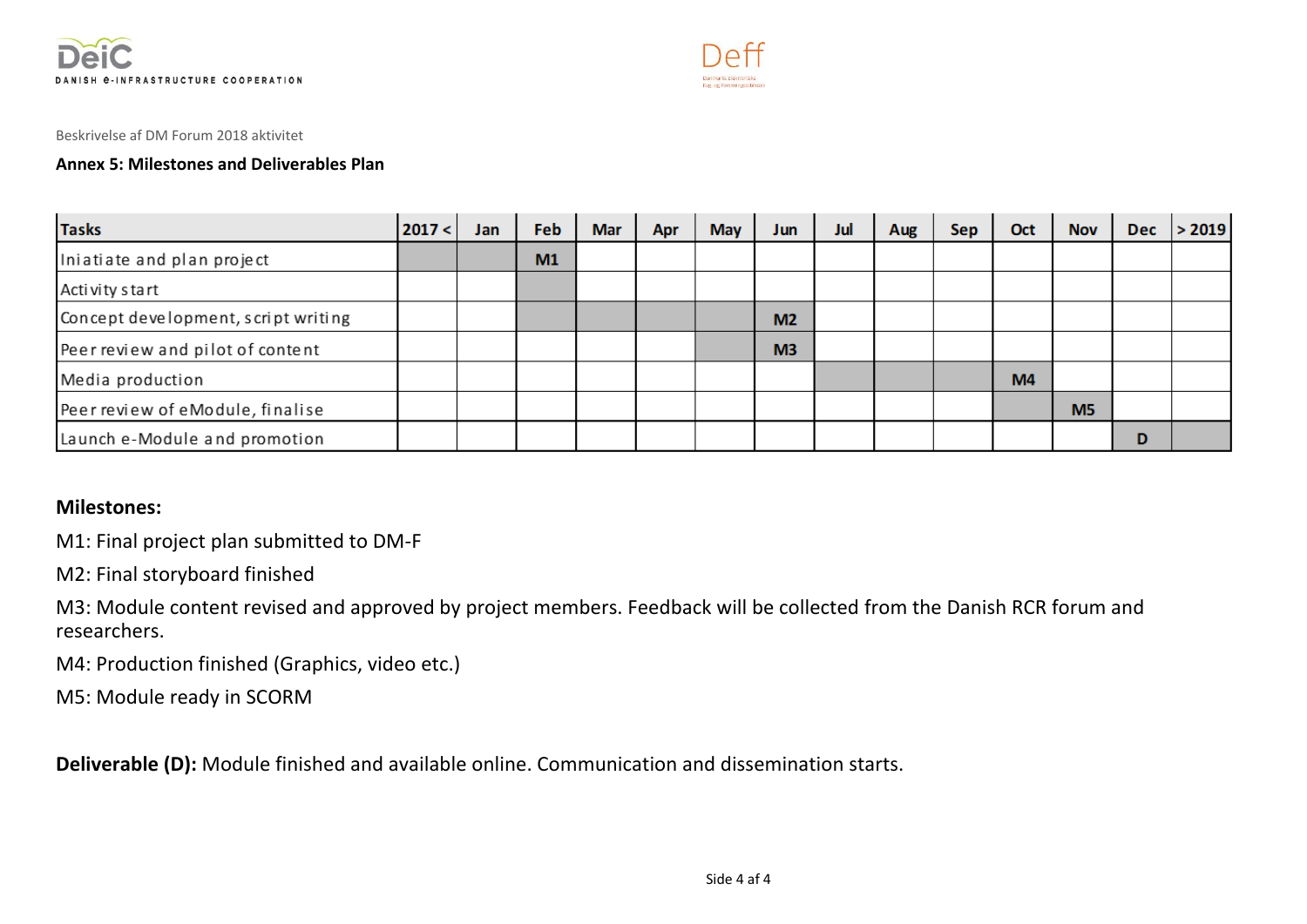Beskrivelse af DM Forum 2018 aktivitet

**Annex 5: Milestones and Deliverables Plan**

| Tasks | 2017 < | Jan | Feb | Mar | Apr | May | Jun | Jul | Aug | Sep | Oct | Nov | Dec | > 2019 |
|---|---|---|---|---|---|---|---|---|---|---|---|---|---|---|
| Iniatiate and plan project | | | M1 | | | | | | | | | | | |
| Activity start | | | | | | | | | | | | | | |
| Concept development, script writing | | | | | | | M2 | | | | | | | |
| Peer review and pilot of content | | | | | | | M3 | | | | | | | |
| Media production | | | | | | | | | | | M4 | | | |
| Peer review of eModule, finalise | | | | | | | | | | | | M5 | | |
| Launch e-Module and promotion | | | | | | | | | | | | | D | |

**Milestones:**

M1: Final project plan submitted to DM-F

M2: Final storyboard finished

M3: Module content revised and approved by project members. Feedback will be collected from the Danish RCR forum and researchers.

M4: Production finished (Graphics, video etc.)

M5: Module ready in SCORM

**Deliverable (D):** Module finished and available online. Communication and dissemination starts.